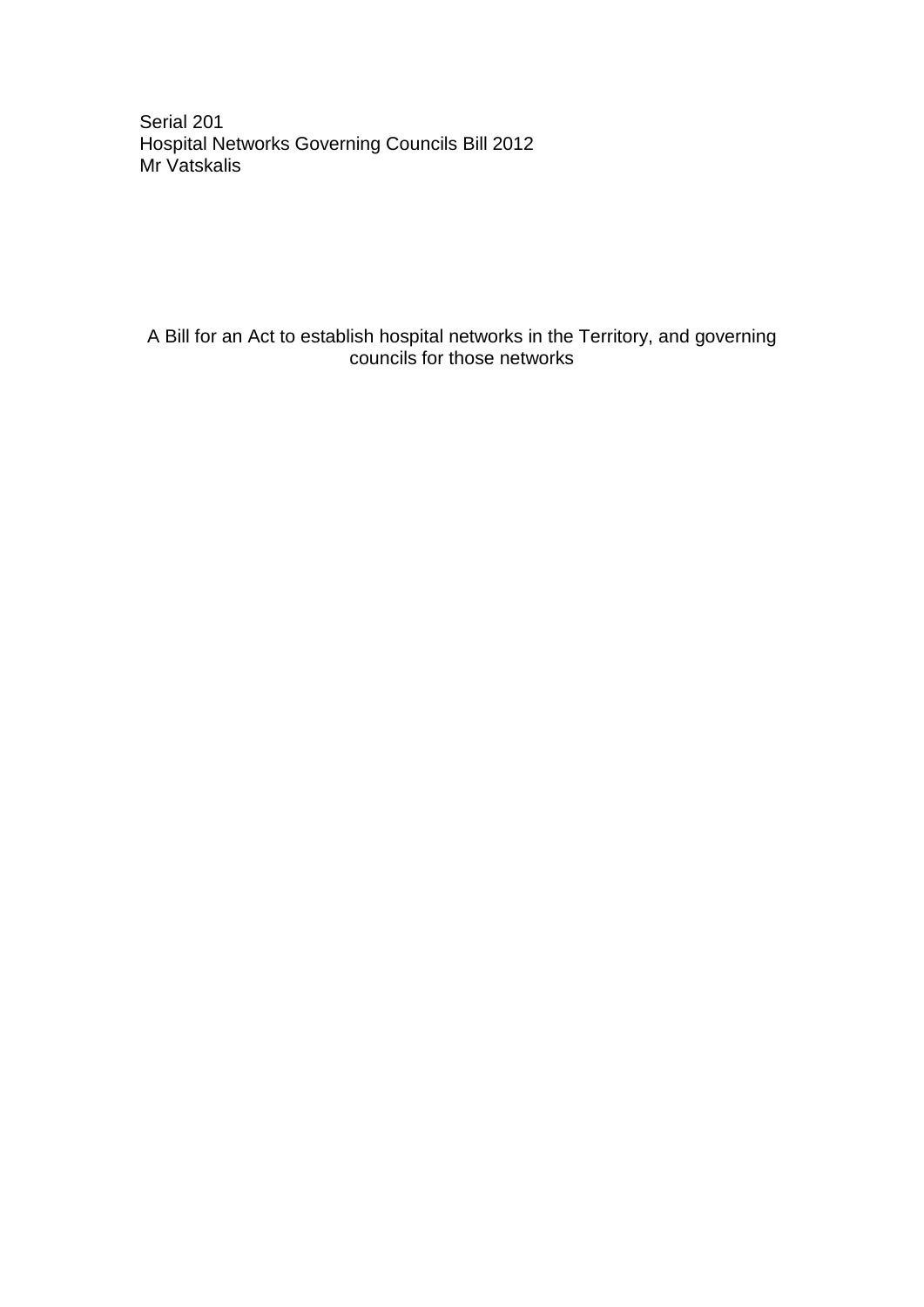Serial 201
Hospital Networks Governing Councils Bill 2012
Mr Vatskalis

A Bill for an Act to establish hospital networks in the Territory, and governing councils for those networks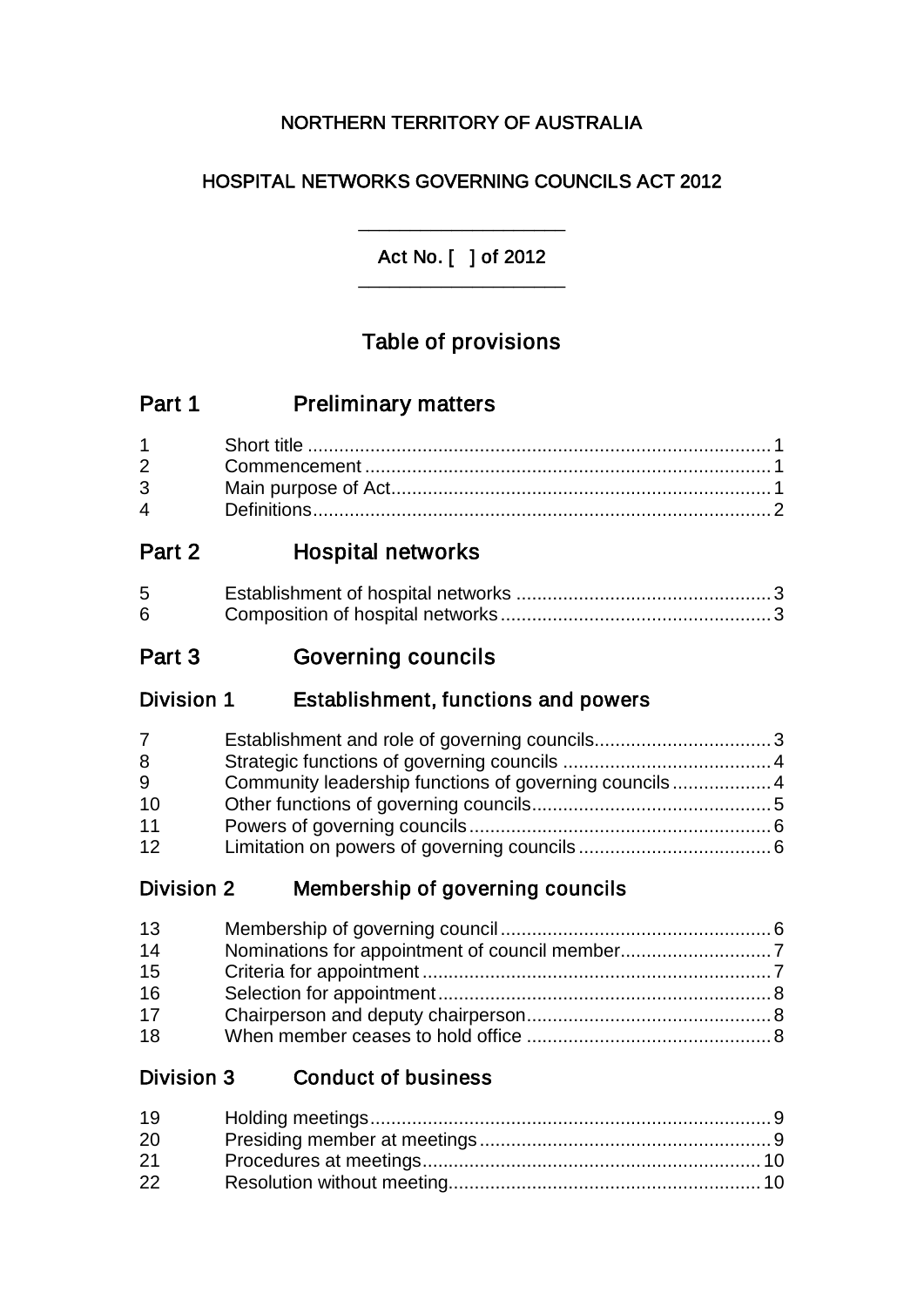NORTHERN TERRITORY OF AUSTRALIA

HOSPITAL NETWORKS GOVERNING COUNCILS ACT 2012

---

Act No. [ ] of 2012

---

# Table of provisions

## Part 1 Preliminary matters

| | | |
|---|---|---|
| 1 | Short title | 1 |
| 2 | Commencement | 1 |
| 3 | Main purpose of Act | 1 |
| 4 | Definitions | 2 |

## Part 2 Hospital networks

| | | |
|---|---|---|
| 5 | Establishment of hospital networks | 3 |
| 6 | Composition of hospital networks | 3 |

## Part 3 Governing councils

### Division 1 Establishment, functions and powers

| | | |
|---|---|---|
| 7 | Establishment and role of governing councils | 3 |
| 8 | Strategic functions of governing councils | 4 |
| 9 | Community leadership functions of governing councils | 4 |
| 10 | Other functions of governing councils | 5 |
| 11 | Powers of governing councils | 6 |
| 12 | Limitation on powers of governing councils | 6 |

### Division 2 Membership of governing councils

| | | |
|---|---|---|
| 13 | Membership of governing council | 6 |
| 14 | Nominations for appointment of council member | 7 |
| 15 | Criteria for appointment | 7 |
| 16 | Selection for appointment | 8 |
| 17 | Chairperson and deputy chairperson | 8 |
| 18 | When member ceases to hold office | 8 |

### Division 3 Conduct of business

| | | |
|---|---|---|
| 19 | Holding meetings | 9 |
| 20 | Presiding member at meetings | 9 |
| 21 | Procedures at meetings | 10 |
| 22 | Resolution without meeting | 10 |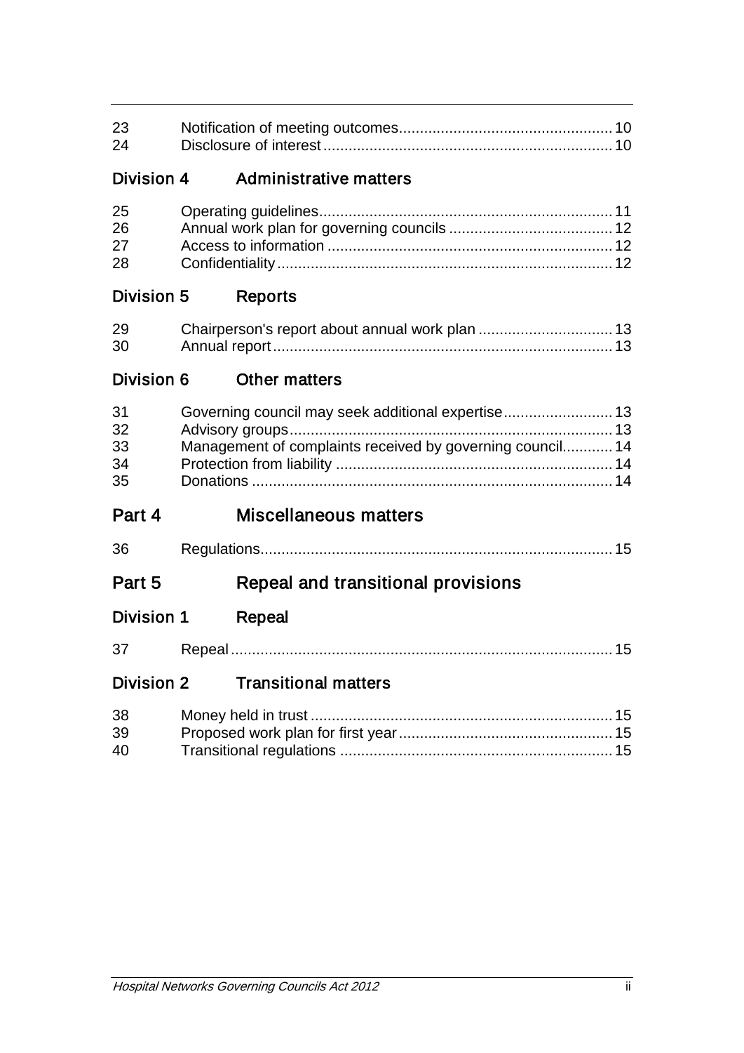| | | |
|---|---|---|
| 23 | Notification of meeting outcomes | 10 |
| 24 | Disclosure of interest | 10 |

### Division 4 Administrative matters

| | | |
|---|---|---|
| 25 | Operating guidelines | 11 |
| 26 | Annual work plan for governing councils | 12 |
| 27 | Access to information | 12 |
| 28 | Confidentiality | 12 |

### Division 5 Reports

| | | |
|---|---|---|
| 29 | Chairperson's report about annual work plan | 13 |
| 30 | Annual report | 13 |

### Division 6 Other matters

| | | |
|---|---|---|
| 31 | Governing council may seek additional expertise | 13 |
| 32 | Advisory groups | 13 |
| 33 | Management of complaints received by governing council | 14 |
| 34 | Protection from liability | 14 |
| 35 | Donations | 14 |

## Part 4 Miscellaneous matters

| | | |
|---|---|---|
| 36 | Regulations | 15 |

## Part 5 Repeal and transitional provisions

### Division 1 Repeal

| | | |
|---|---|---|
| 37 | Repeal | 15 |

### Division 2 Transitional matters

| | | |
|---|---|---|
| 38 | Money held in trust | 15 |
| 39 | Proposed work plan for first year | 15 |
| 40 | Transitional regulations | 15 |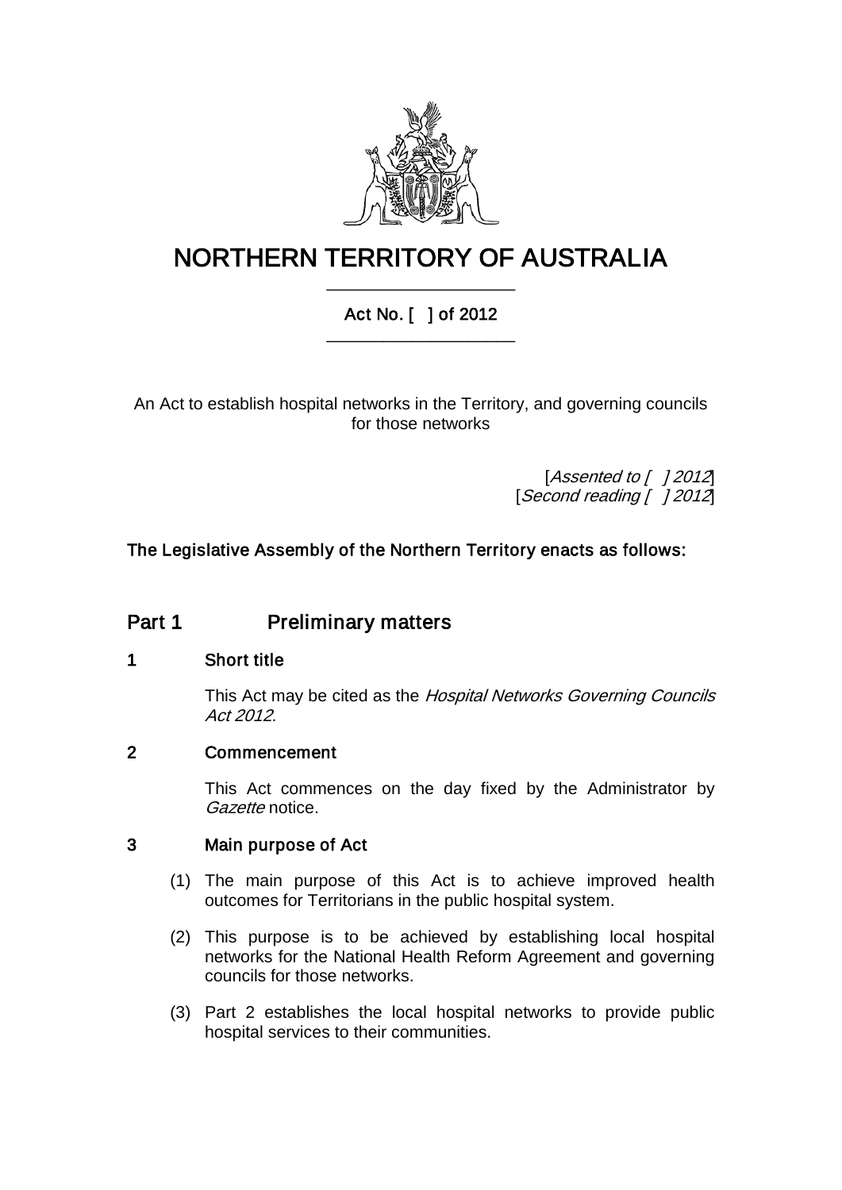# NORTHERN TERRITORY OF AUSTRALIA

## Act No. [ ] of 2012

An Act to establish hospital networks in the Territory, and governing councils for those networks

[*Assented to [ ] 2012*]
[*Second reading [ ] 2012*]

**The Legislative Assembly of the Northern Territory enacts as follows:**

## Part 1 Preliminary matters

### 1 Short title

This Act may be cited as the *Hospital Networks Governing Councils Act 2012*.

### 2 Commencement

This Act commences on the day fixed by the Administrator by *Gazette* notice.

### 3 Main purpose of Act

(1) The main purpose of this Act is to achieve improved health outcomes for Territorians in the public hospital system.

(2) This purpose is to be achieved by establishing local hospital networks for the National Health Reform Agreement and governing councils for those networks.

(3) Part 2 establishes the local hospital networks to provide public hospital services to their communities.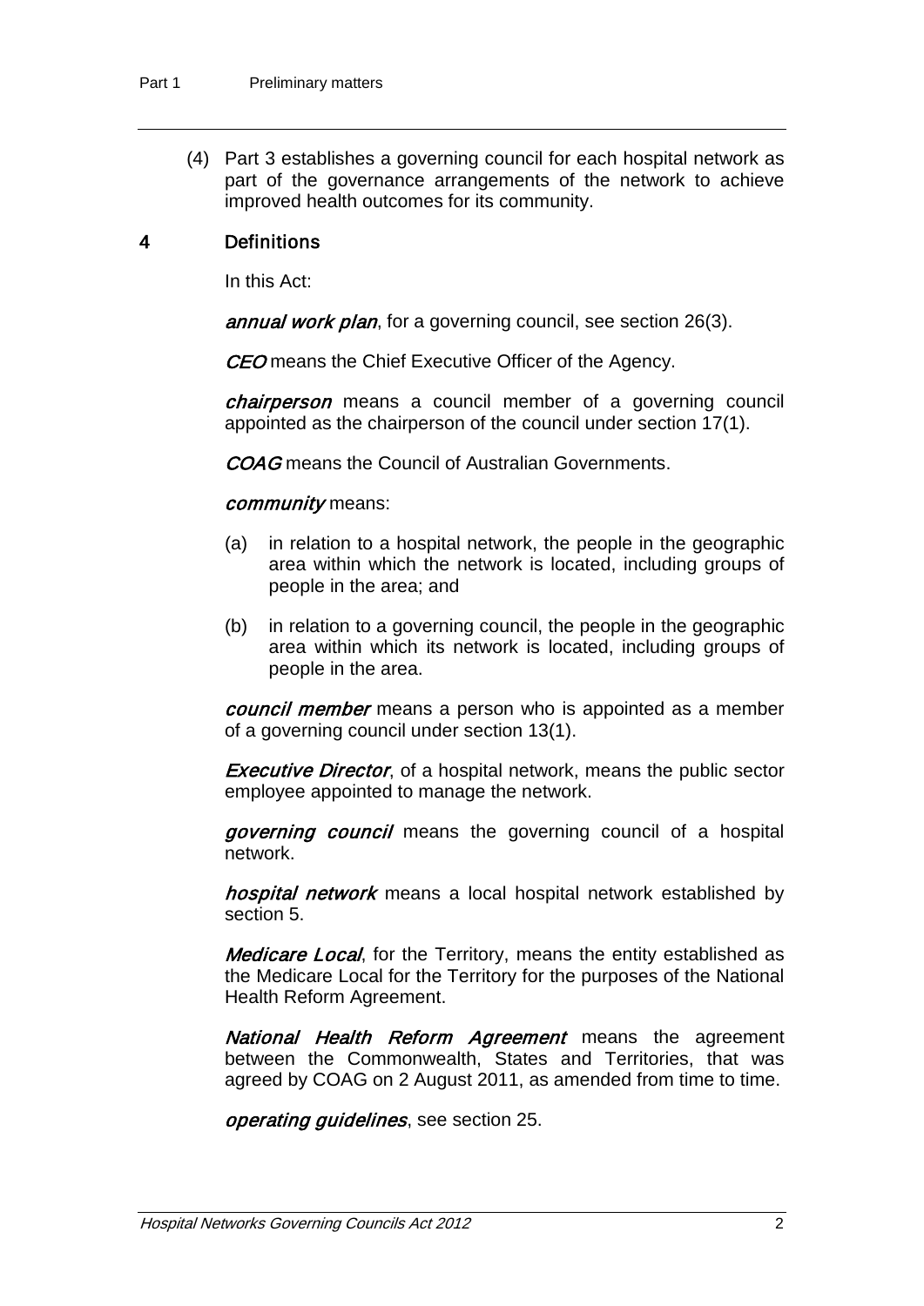(4) Part 3 establishes a governing council for each hospital network as part of the governance arrangements of the network to achieve improved health outcomes for its community.

## 4 Definitions

In this Act:

***annual work plan***, for a governing council, see section 26(3).

***CEO*** means the Chief Executive Officer of the Agency.

***chairperson*** means a council member of a governing council appointed as the chairperson of the council under section 17(1).

***COAG*** means the Council of Australian Governments.

***community*** means:

(a) in relation to a hospital network, the people in the geographic area within which the network is located, including groups of people in the area; and

(b) in relation to a governing council, the people in the geographic area within which its network is located, including groups of people in the area.

***council member*** means a person who is appointed as a member of a governing council under section 13(1).

***Executive Director***, of a hospital network, means the public sector employee appointed to manage the network.

***governing council*** means the governing council of a hospital network.

***hospital network*** means a local hospital network established by section 5.

***Medicare Local***, for the Territory, means the entity established as the Medicare Local for the Territory for the purposes of the National Health Reform Agreement.

***National Health Reform Agreement*** means the agreement between the Commonwealth, States and Territories, that was agreed by COAG on 2 August 2011, as amended from time to time.

***operating guidelines***, see section 25.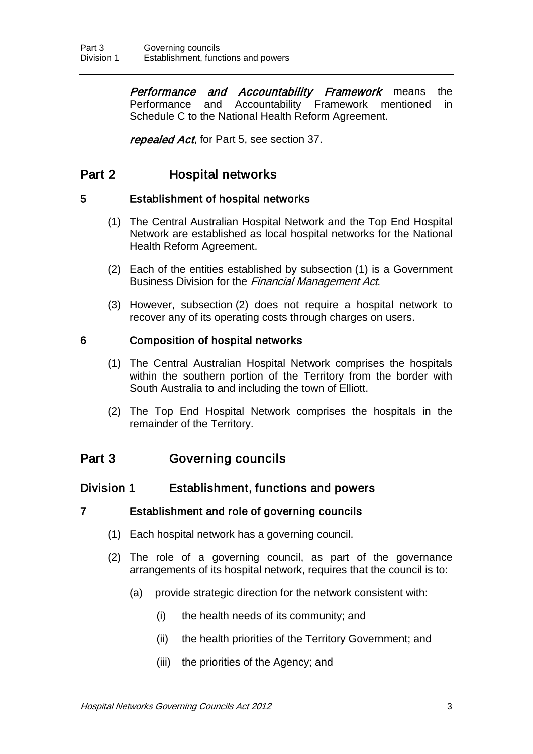***Performance and Accountability Framework*** means the Performance and Accountability Framework mentioned in Schedule C to the National Health Reform Agreement.

***repealed Act***, for Part 5, see section 37.

## Part 2 Hospital networks

### 5 Establishment of hospital networks

(1) The Central Australian Hospital Network and the Top End Hospital Network are established as local hospital networks for the National Health Reform Agreement.

(2) Each of the entities established by subsection (1) is a Government Business Division for the *Financial Management Act*.

(3) However, subsection (2) does not require a hospital network to recover any of its operating costs through charges on users.

### 6 Composition of hospital networks

(1) The Central Australian Hospital Network comprises the hospitals within the southern portion of the Territory from the border with South Australia to and including the town of Elliott.

(2) The Top End Hospital Network comprises the hospitals in the remainder of the Territory.

## Part 3 Governing councils

## Division 1 Establishment, functions and powers

### 7 Establishment and role of governing councils

(1) Each hospital network has a governing council.

(2) The role of a governing council, as part of the governance arrangements of its hospital network, requires that the council is to:

- (a) provide strategic direction for the network consistent with:
  - (i) the health needs of its community; and
  - (ii) the health priorities of the Territory Government; and
  - (iii) the priorities of the Agency; and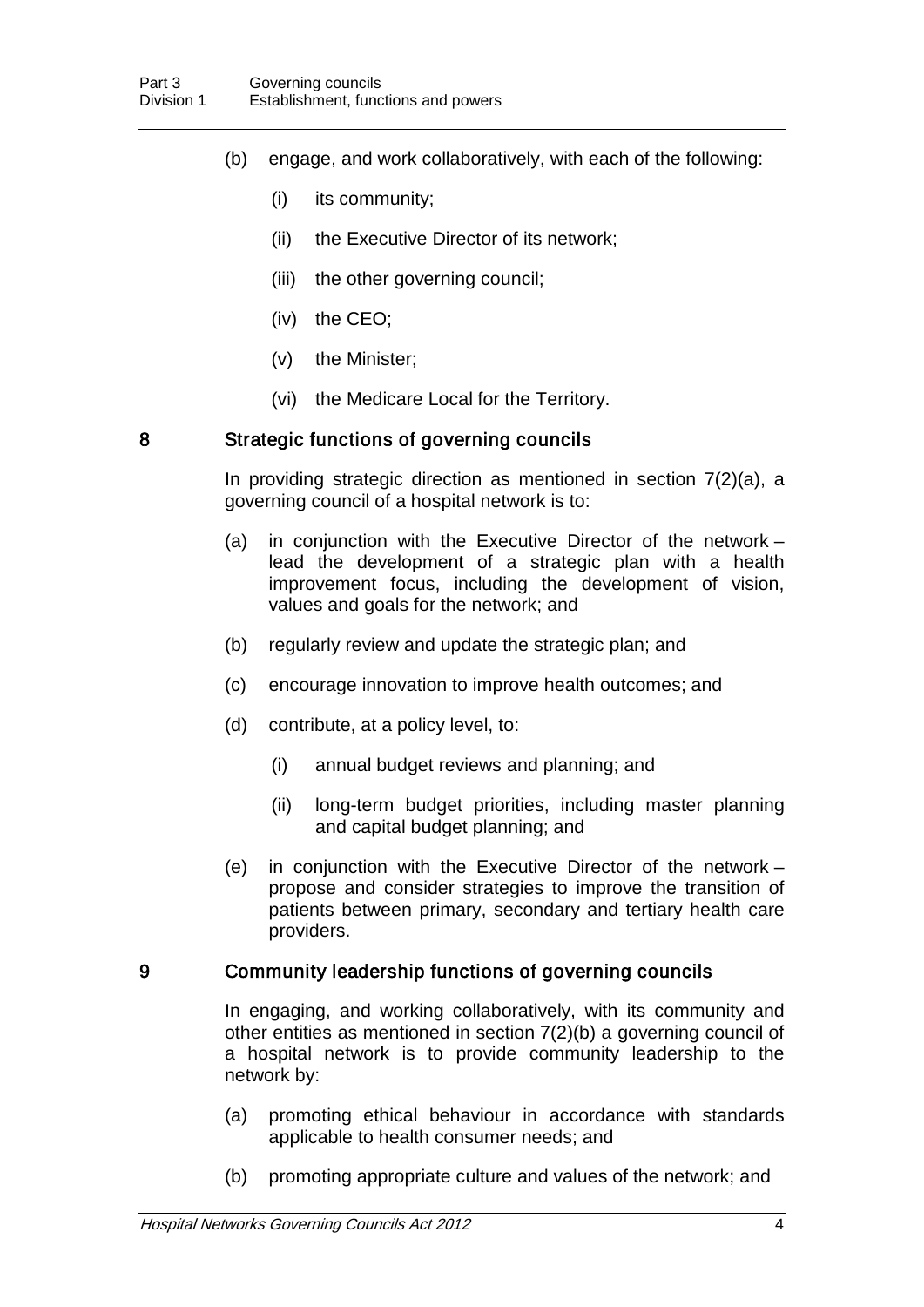(b) engage, and work collaboratively, with each of the following:

(i) its community;

(ii) the Executive Director of its network;

(iii) the other governing council;

(iv) the CEO;

(v) the Minister;

(vi) the Medicare Local for the Territory.

### 8 Strategic functions of governing councils

In providing strategic direction as mentioned in section 7(2)(a), a governing council of a hospital network is to:

(a) in conjunction with the Executive Director of the network – lead the development of a strategic plan with a health improvement focus, including the development of vision, values and goals for the network; and

(b) regularly review and update the strategic plan; and

(c) encourage innovation to improve health outcomes; and

(d) contribute, at a policy level, to:

(i) annual budget reviews and planning; and

(ii) long-term budget priorities, including master planning and capital budget planning; and

(e) in conjunction with the Executive Director of the network – propose and consider strategies to improve the transition of patients between primary, secondary and tertiary health care providers.

### 9 Community leadership functions of governing councils

In engaging, and working collaboratively, with its community and other entities as mentioned in section 7(2)(b) a governing council of a hospital network is to provide community leadership to the network by:

(a) promoting ethical behaviour in accordance with standards applicable to health consumer needs; and

(b) promoting appropriate culture and values of the network; and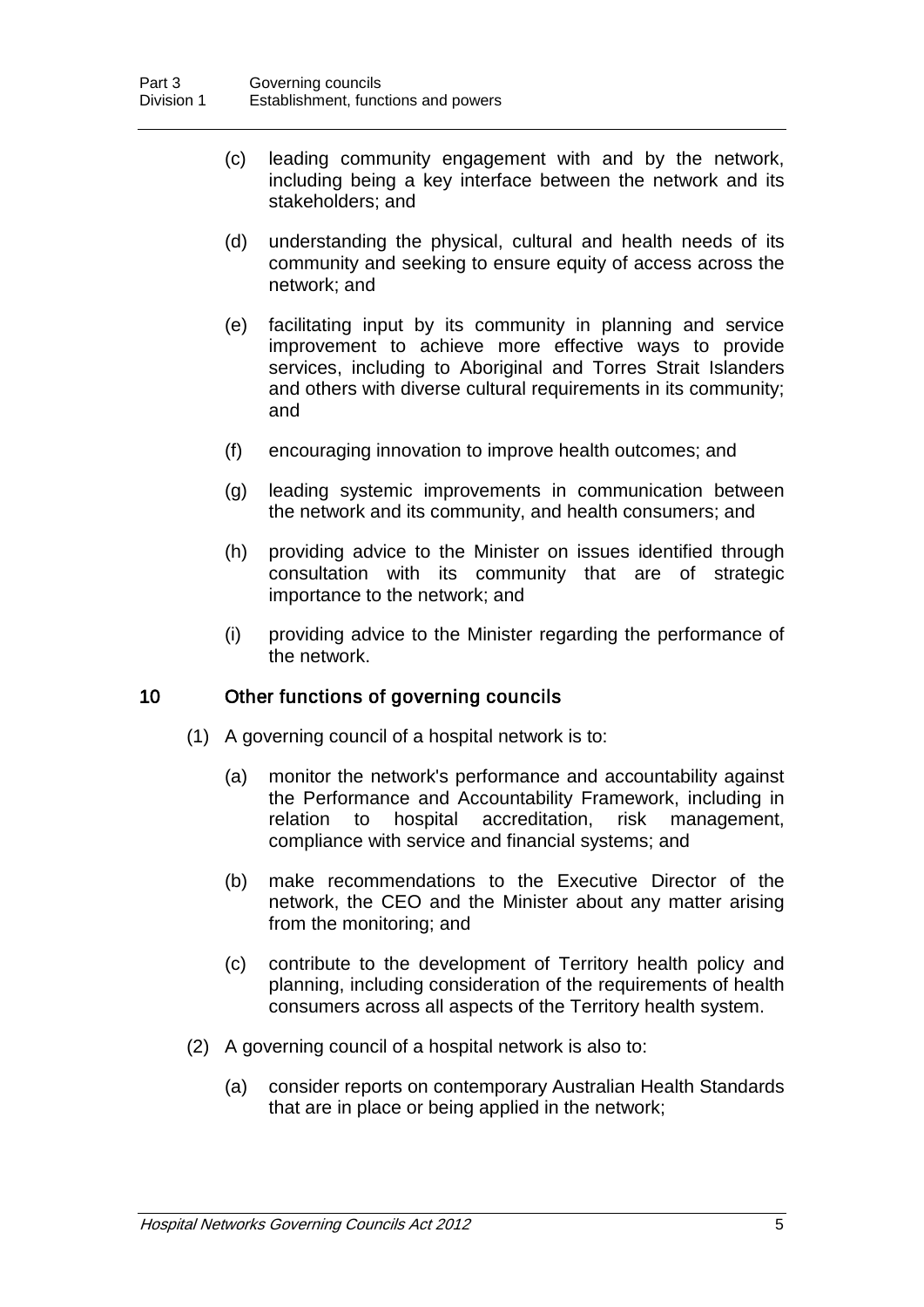(c) leading community engagement with and by the network, including being a key interface between the network and its stakeholders; and

(d) understanding the physical, cultural and health needs of its community and seeking to ensure equity of access across the network; and

(e) facilitating input by its community in planning and service improvement to achieve more effective ways to provide services, including to Aboriginal and Torres Strait Islanders and others with diverse cultural requirements in its community; and

(f) encouraging innovation to improve health outcomes; and

(g) leading systemic improvements in communication between the network and its community, and health consumers; and

(h) providing advice to the Minister on issues identified through consultation with its community that are of strategic importance to the network; and

(i) providing advice to the Minister regarding the performance of the network.

## 10 Other functions of governing councils

(1) A governing council of a hospital network is to:

(a) monitor the network's performance and accountability against the Performance and Accountability Framework, including in relation to hospital accreditation, risk management, compliance with service and financial systems; and

(b) make recommendations to the Executive Director of the network, the CEO and the Minister about any matter arising from the monitoring; and

(c) contribute to the development of Territory health policy and planning, including consideration of the requirements of health consumers across all aspects of the Territory health system.

(2) A governing council of a hospital network is also to:

(a) consider reports on contemporary Australian Health Standards that are in place or being applied in the network;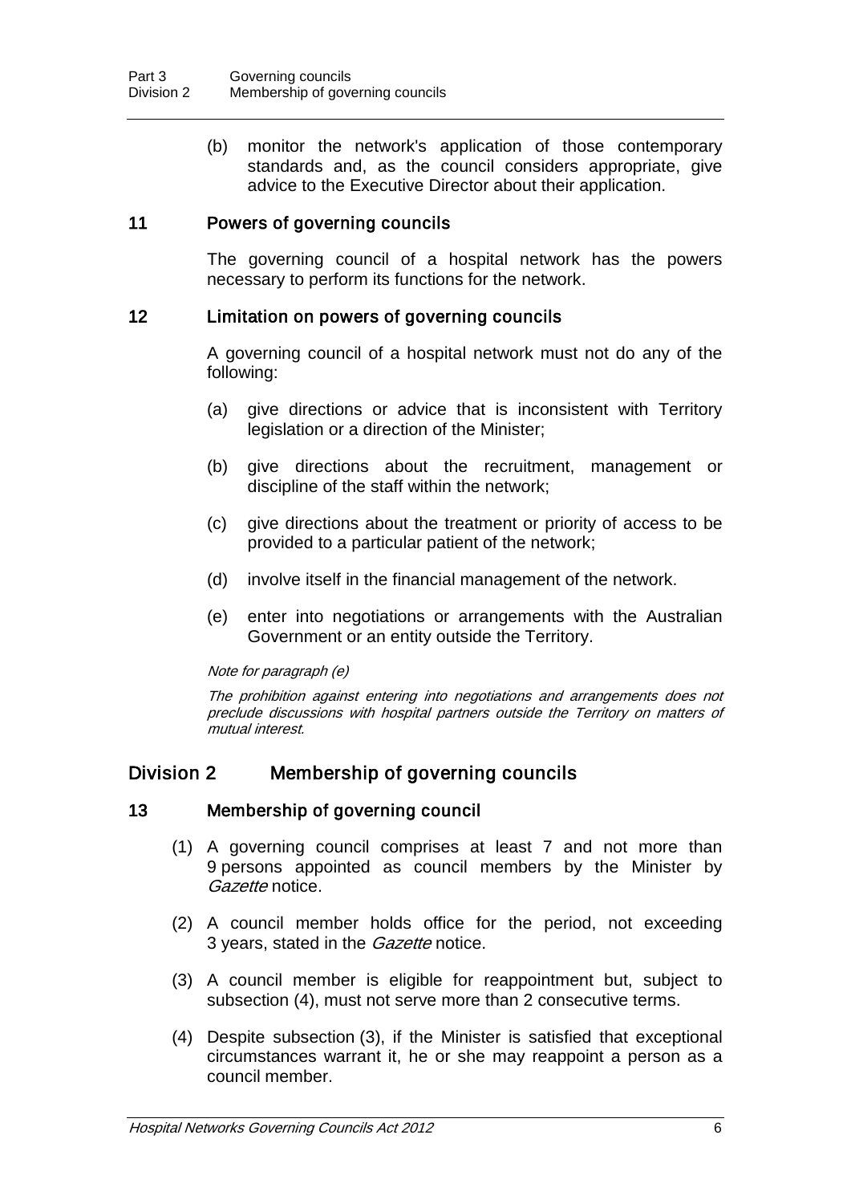(b) monitor the network's application of those contemporary standards and, as the council considers appropriate, give advice to the Executive Director about their application.

### 11 Powers of governing councils

The governing council of a hospital network has the powers necessary to perform its functions for the network.

### 12 Limitation on powers of governing councils

A governing council of a hospital network must not do any of the following:

(a) give directions or advice that is inconsistent with Territory legislation or a direction of the Minister;

(b) give directions about the recruitment, management or discipline of the staff within the network;

(c) give directions about the treatment or priority of access to be provided to a particular patient of the network;

(d) involve itself in the financial management of the network.

(e) enter into negotiations or arrangements with the Australian Government or an entity outside the Territory.

*Note for paragraph (e)*

*The prohibition against entering into negotiations and arrangements does not preclude discussions with hospital partners outside the Territory on matters of mutual interest.*

## Division 2 Membership of governing councils

### 13 Membership of governing council

(1) A governing council comprises at least 7 and not more than 9 persons appointed as council members by the Minister by *Gazette* notice.

(2) A council member holds office for the period, not exceeding 3 years, stated in the *Gazette* notice.

(3) A council member is eligible for reappointment but, subject to subsection (4), must not serve more than 2 consecutive terms.

(4) Despite subsection (3), if the Minister is satisfied that exceptional circumstances warrant it, he or she may reappoint a person as a council member.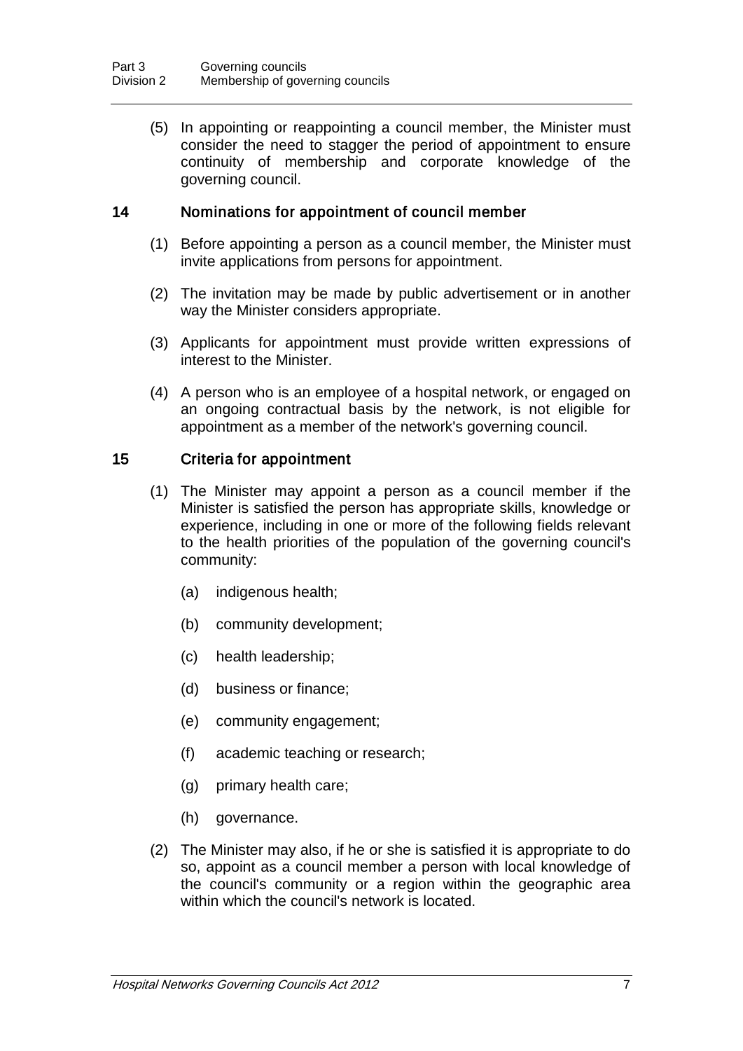(5) In appointing or reappointing a council member, the Minister must consider the need to stagger the period of appointment to ensure continuity of membership and corporate knowledge of the governing council.

## 14 Nominations for appointment of council member

(1) Before appointing a person as a council member, the Minister must invite applications from persons for appointment.

(2) The invitation may be made by public advertisement or in another way the Minister considers appropriate.

(3) Applicants for appointment must provide written expressions of interest to the Minister.

(4) A person who is an employee of a hospital network, or engaged on an ongoing contractual basis by the network, is not eligible for appointment as a member of the network's governing council.

## 15 Criteria for appointment

(1) The Minister may appoint a person as a council member if the Minister is satisfied the person has appropriate skills, knowledge or experience, including in one or more of the following fields relevant to the health priorities of the population of the governing council's community:

(a) indigenous health;

(b) community development;

(c) health leadership;

(d) business or finance;

(e) community engagement;

(f) academic teaching or research;

(g) primary health care;

(h) governance.

(2) The Minister may also, if he or she is satisfied it is appropriate to do so, appoint as a council member a person with local knowledge of the council's community or a region within the geographic area within which the council's network is located.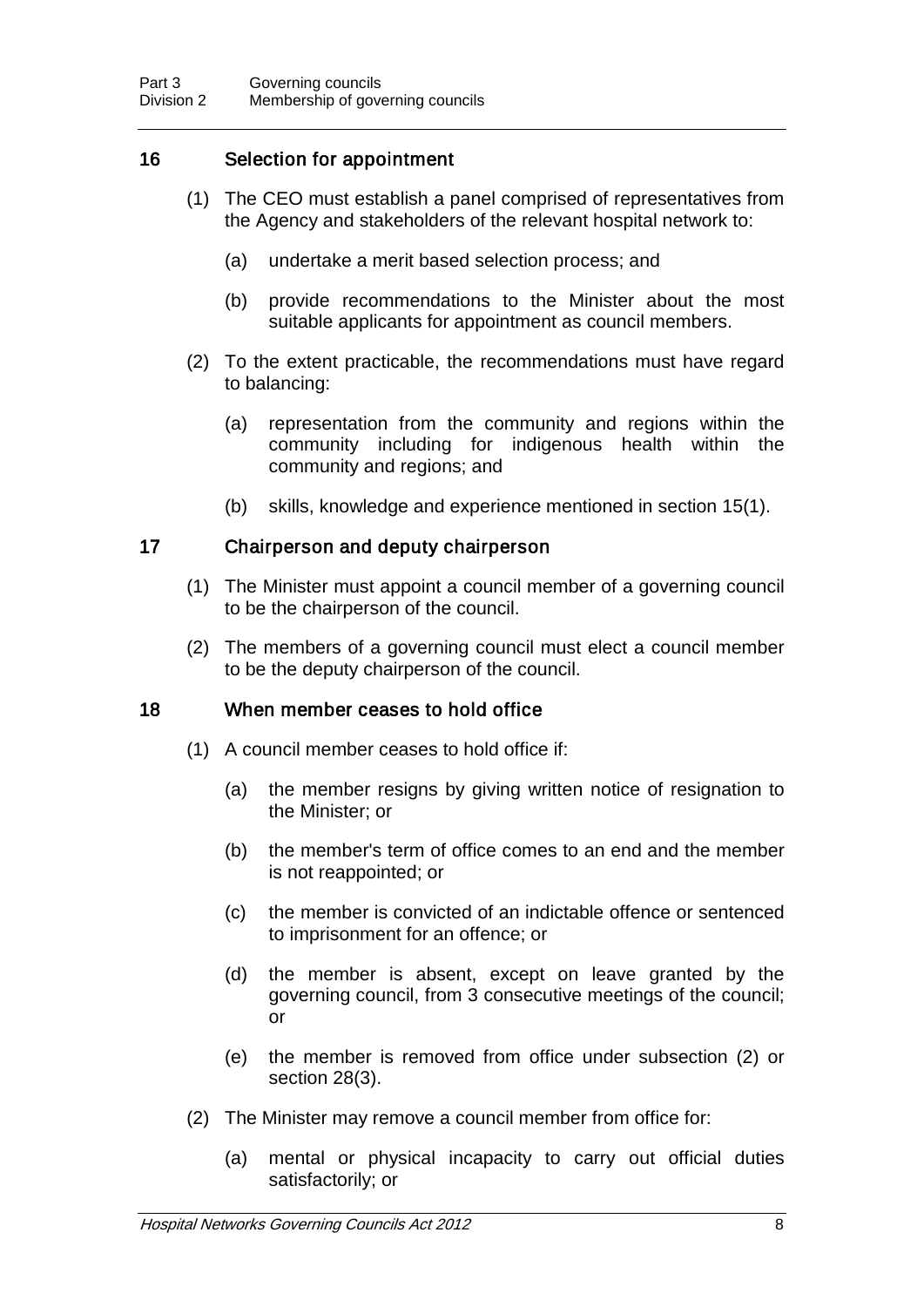### 16 Selection for appointment

(1) The CEO must establish a panel comprised of representatives from the Agency and stakeholders of the relevant hospital network to:

(a) undertake a merit based selection process; and

(b) provide recommendations to the Minister about the most suitable applicants for appointment as council members.

(2) To the extent practicable, the recommendations must have regard to balancing:

(a) representation from the community and regions within the community including for indigenous health within the community and regions; and

(b) skills, knowledge and experience mentioned in section 15(1).

### 17 Chairperson and deputy chairperson

(1) The Minister must appoint a council member of a governing council to be the chairperson of the council.

(2) The members of a governing council must elect a council member to be the deputy chairperson of the council.

### 18 When member ceases to hold office

(1) A council member ceases to hold office if:

(a) the member resigns by giving written notice of resignation to the Minister; or

(b) the member's term of office comes to an end and the member is not reappointed; or

(c) the member is convicted of an indictable offence or sentenced to imprisonment for an offence; or

(d) the member is absent, except on leave granted by the governing council, from 3 consecutive meetings of the council; or

(e) the member is removed from office under subsection (2) or section 28(3).

(2) The Minister may remove a council member from office for:

(a) mental or physical incapacity to carry out official duties satisfactorily; or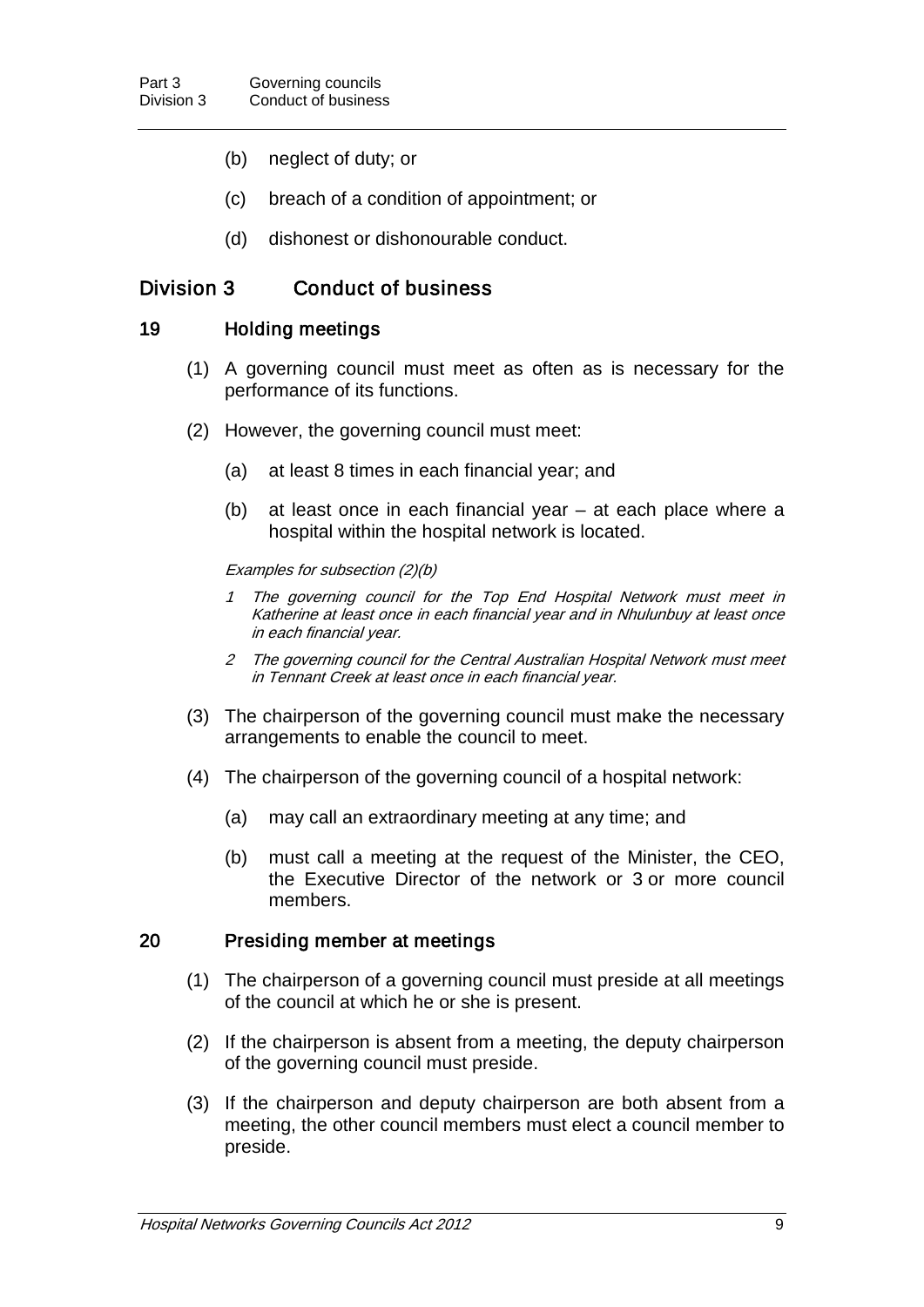(b) neglect of duty; or

(c) breach of a condition of appointment; or

(d) dishonest or dishonourable conduct.

## Division 3 Conduct of business

### 19 Holding meetings

(1) A governing council must meet as often as is necessary for the performance of its functions.

(2) However, the governing council must meet:

(a) at least 8 times in each financial year; and

(b) at least once in each financial year – at each place where a hospital within the hospital network is located.

*Examples for subsection (2)(b)*

*1 The governing council for the Top End Hospital Network must meet in Katherine at least once in each financial year and in Nhulunbuy at least once in each financial year.*

*2 The governing council for the Central Australian Hospital Network must meet in Tennant Creek at least once in each financial year.*

(3) The chairperson of the governing council must make the necessary arrangements to enable the council to meet.

(4) The chairperson of the governing council of a hospital network:

(a) may call an extraordinary meeting at any time; and

(b) must call a meeting at the request of the Minister, the CEO, the Executive Director of the network or 3 or more council members.

### 20 Presiding member at meetings

(1) The chairperson of a governing council must preside at all meetings of the council at which he or she is present.

(2) If the chairperson is absent from a meeting, the deputy chairperson of the governing council must preside.

(3) If the chairperson and deputy chairperson are both absent from a meeting, the other council members must elect a council member to preside.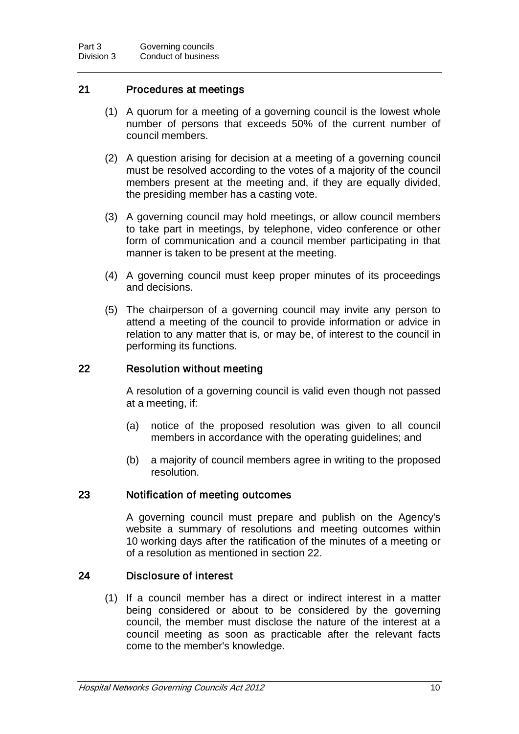## 21 Procedures at meetings

(1) A quorum for a meeting of a governing council is the lowest whole number of persons that exceeds 50% of the current number of council members.

(2) A question arising for decision at a meeting of a governing council must be resolved according to the votes of a majority of the council members present at the meeting and, if they are equally divided, the presiding member has a casting vote.

(3) A governing council may hold meetings, or allow council members to take part in meetings, by telephone, video conference or other form of communication and a council member participating in that manner is taken to be present at the meeting.

(4) A governing council must keep proper minutes of its proceedings and decisions.

(5) The chairperson of a governing council may invite any person to attend a meeting of the council to provide information or advice in relation to any matter that is, or may be, of interest to the council in performing its functions.

## 22 Resolution without meeting

A resolution of a governing council is valid even though not passed at a meeting, if:

(a) notice of the proposed resolution was given to all council members in accordance with the operating guidelines; and

(b) a majority of council members agree in writing to the proposed resolution.

## 23 Notification of meeting outcomes

A governing council must prepare and publish on the Agency's website a summary of resolutions and meeting outcomes within 10 working days after the ratification of the minutes of a meeting or of a resolution as mentioned in section 22.

## 24 Disclosure of interest

(1) If a council member has a direct or indirect interest in a matter being considered or about to be considered by the governing council, the member must disclose the nature of the interest at a council meeting as soon as practicable after the relevant facts come to the member's knowledge.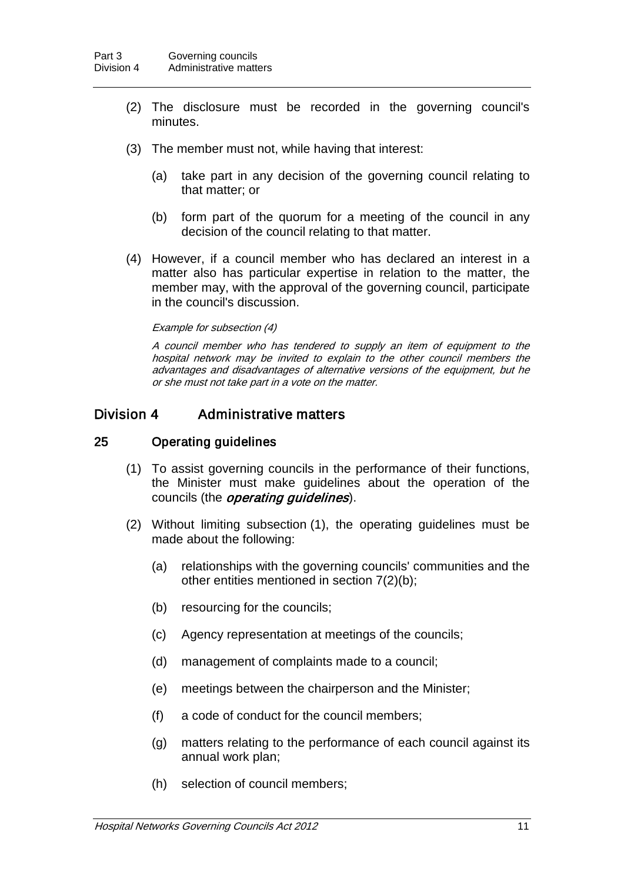(2) The disclosure must be recorded in the governing council's minutes.

(3) The member must not, while having that interest:

(a) take part in any decision of the governing council relating to that matter; or

(b) form part of the quorum for a meeting of the council in any decision of the council relating to that matter.

(4) However, if a council member who has declared an interest in a matter also has particular expertise in relation to the matter, the member may, with the approval of the governing council, participate in the council's discussion.

*Example for subsection (4)*

*A council member who has tendered to supply an item of equipment to the hospital network may be invited to explain to the other council members the advantages and disadvantages of alternative versions of the equipment, but he or she must not take part in a vote on the matter.*

## Division 4 Administrative matters

### 25 Operating guidelines

(1) To assist governing councils in the performance of their functions, the Minister must make guidelines about the operation of the councils (the ***operating guidelines***).

(2) Without limiting subsection (1), the operating guidelines must be made about the following:

(a) relationships with the governing councils' communities and the other entities mentioned in section 7(2)(b);

(b) resourcing for the councils;

(c) Agency representation at meetings of the councils;

(d) management of complaints made to a council;

(e) meetings between the chairperson and the Minister;

(f) a code of conduct for the council members;

(g) matters relating to the performance of each council against its annual work plan;

(h) selection of council members;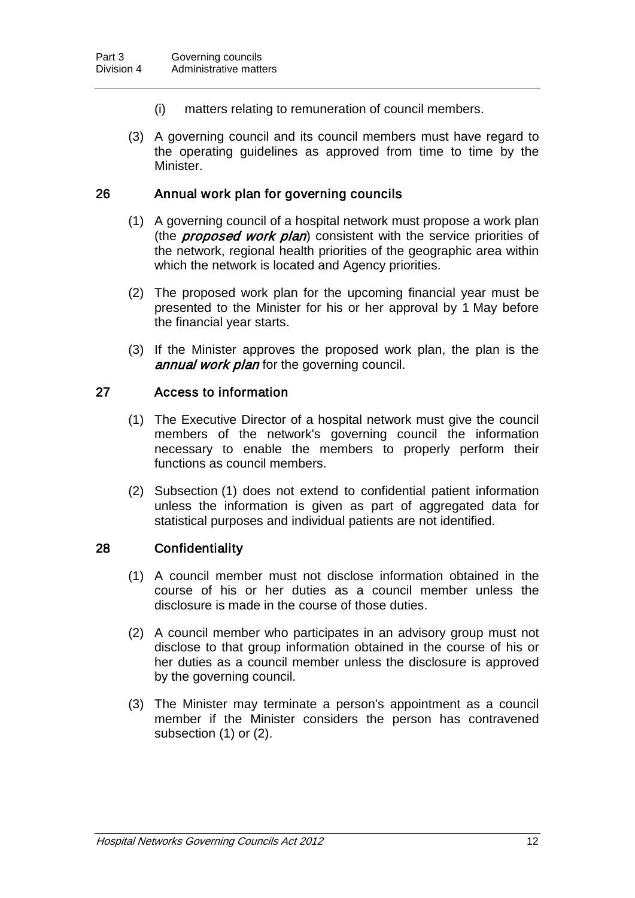(i) matters relating to remuneration of council members.

(3) A governing council and its council members must have regard to the operating guidelines as approved from time to time by the Minister.

### 26 Annual work plan for governing councils

(1) A governing council of a hospital network must propose a work plan (the ***proposed work plan***) consistent with the service priorities of the network, regional health priorities of the geographic area within which the network is located and Agency priorities.

(2) The proposed work plan for the upcoming financial year must be presented to the Minister for his or her approval by 1 May before the financial year starts.

(3) If the Minister approves the proposed work plan, the plan is the ***annual work plan*** for the governing council.

### 27 Access to information

(1) The Executive Director of a hospital network must give the council members of the network's governing council the information necessary to enable the members to properly perform their functions as council members.

(2) Subsection (1) does not extend to confidential patient information unless the information is given as part of aggregated data for statistical purposes and individual patients are not identified.

### 28 Confidentiality

(1) A council member must not disclose information obtained in the course of his or her duties as a council member unless the disclosure is made in the course of those duties.

(2) A council member who participates in an advisory group must not disclose to that group information obtained in the course of his or her duties as a council member unless the disclosure is approved by the governing council.

(3) The Minister may terminate a person's appointment as a council member if the Minister considers the person has contravened subsection (1) or (2).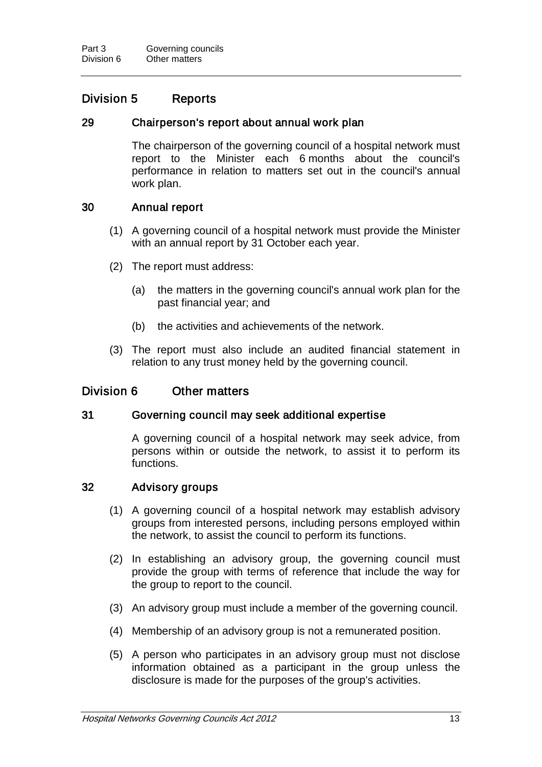## Division 5 Reports

### 29 Chairperson's report about annual work plan

The chairperson of the governing council of a hospital network must report to the Minister each 6 months about the council's performance in relation to matters set out in the council's annual work plan.

### 30 Annual report

(1) A governing council of a hospital network must provide the Minister with an annual report by 31 October each year.

(2) The report must address:

- (a) the matters in the governing council's annual work plan for the past financial year; and
- (b) the activities and achievements of the network.

(3) The report must also include an audited financial statement in relation to any trust money held by the governing council.

## Division 6 Other matters

### 31 Governing council may seek additional expertise

A governing council of a hospital network may seek advice, from persons within or outside the network, to assist it to perform its functions.

### 32 Advisory groups

(1) A governing council of a hospital network may establish advisory groups from interested persons, including persons employed within the network, to assist the council to perform its functions.

(2) In establishing an advisory group, the governing council must provide the group with terms of reference that include the way for the group to report to the council.

(3) An advisory group must include a member of the governing council.

(4) Membership of an advisory group is not a remunerated position.

(5) A person who participates in an advisory group must not disclose information obtained as a participant in the group unless the disclosure is made for the purposes of the group's activities.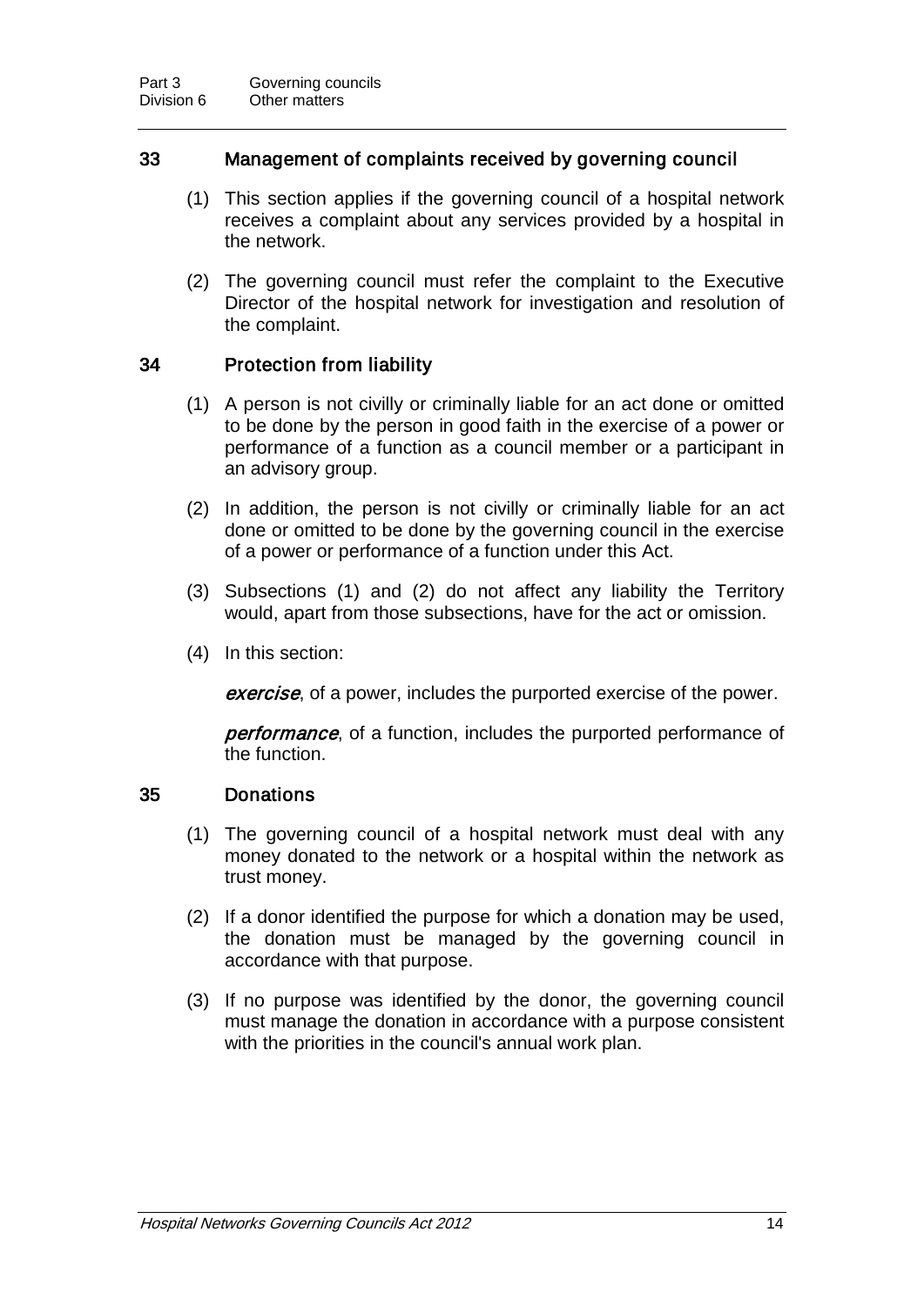### 33 Management of complaints received by governing council

(1) This section applies if the governing council of a hospital network receives a complaint about any services provided by a hospital in the network.

(2) The governing council must refer the complaint to the Executive Director of the hospital network for investigation and resolution of the complaint.

### 34 Protection from liability

(1) A person is not civilly or criminally liable for an act done or omitted to be done by the person in good faith in the exercise of a power or performance of a function as a council member or a participant in an advisory group.

(2) In addition, the person is not civilly or criminally liable for an act done or omitted to be done by the governing council in the exercise of a power or performance of a function under this Act.

(3) Subsections (1) and (2) do not affect any liability the Territory would, apart from those subsections, have for the act or omission.

(4) In this section:

***exercise***, of a power, includes the purported exercise of the power.

***performance***, of a function, includes the purported performance of the function.

### 35 Donations

(1) The governing council of a hospital network must deal with any money donated to the network or a hospital within the network as trust money.

(2) If a donor identified the purpose for which a donation may be used, the donation must be managed by the governing council in accordance with that purpose.

(3) If no purpose was identified by the donor, the governing council must manage the donation in accordance with a purpose consistent with the priorities in the council's annual work plan.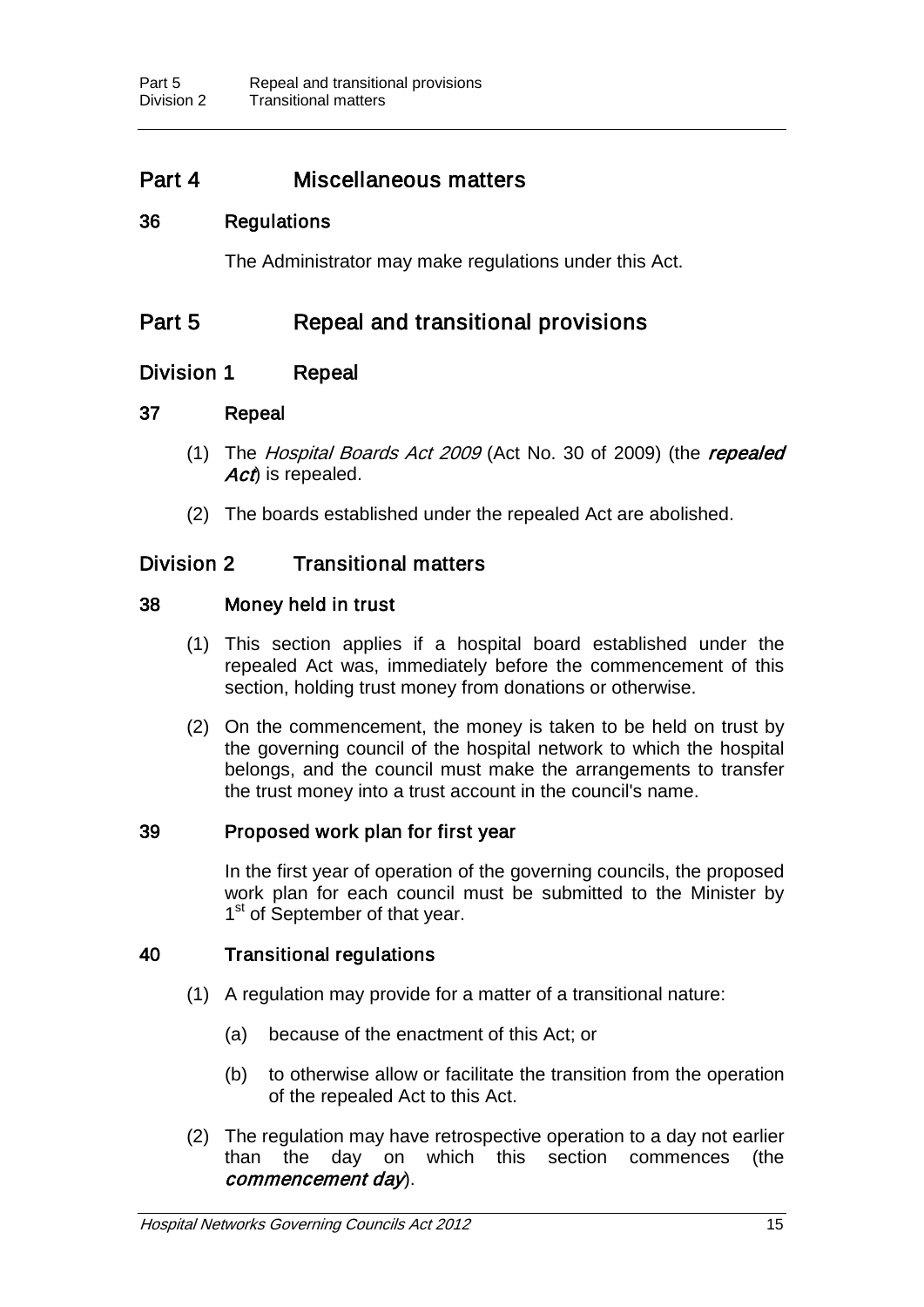## Part 4 Miscellaneous matters

### 36 Regulations

The Administrator may make regulations under this Act.

## Part 5 Repeal and transitional provisions

### Division 1 Repeal

### 37 Repeal

(1) The *Hospital Boards Act 2009* (Act No. 30 of 2009) (the ***repealed Act***) is repealed.

(2) The boards established under the repealed Act are abolished.

### Division 2 Transitional matters

### 38 Money held in trust

(1) This section applies if a hospital board established under the repealed Act was, immediately before the commencement of this section, holding trust money from donations or otherwise.

(2) On the commencement, the money is taken to be held on trust by the governing council of the hospital network to which the hospital belongs, and the council must make the arrangements to transfer the trust money into a trust account in the council's name.

### 39 Proposed work plan for first year

In the first year of operation of the governing councils, the proposed work plan for each council must be submitted to the Minister by 1st of September of that year.

### 40 Transitional regulations

(1) A regulation may provide for a matter of a transitional nature:

(a) because of the enactment of this Act; or

(b) to otherwise allow or facilitate the transition from the operation of the repealed Act to this Act.

(2) The regulation may have retrospective operation to a day not earlier than the day on which this section commences (the ***commencement day***).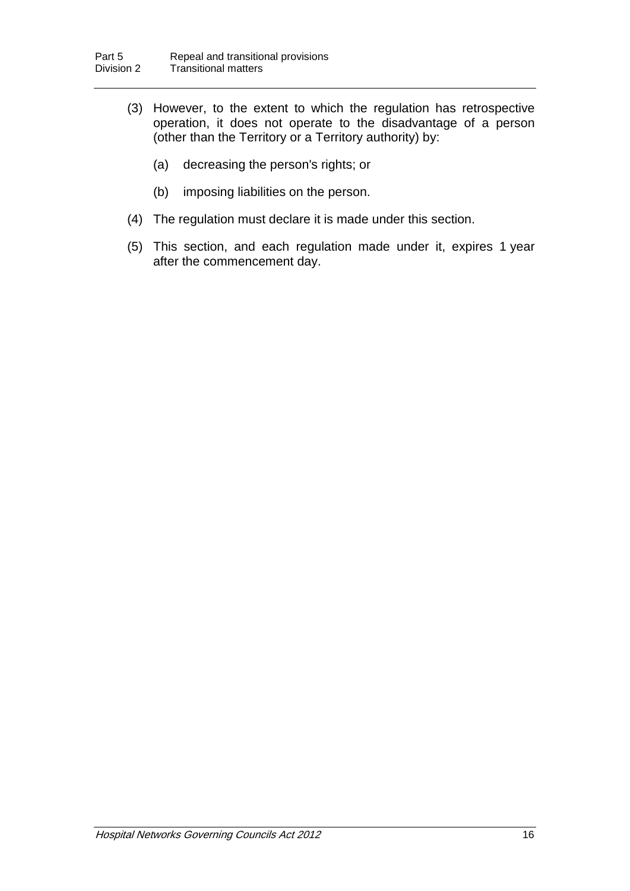(3) However, to the extent to which the regulation has retrospective operation, it does not operate to the disadvantage of a person (other than the Territory or a Territory authority) by:

(a) decreasing the person's rights; or

(b) imposing liabilities on the person.

(4) The regulation must declare it is made under this section.

(5) This section, and each regulation made under it, expires 1 year after the commencement day.